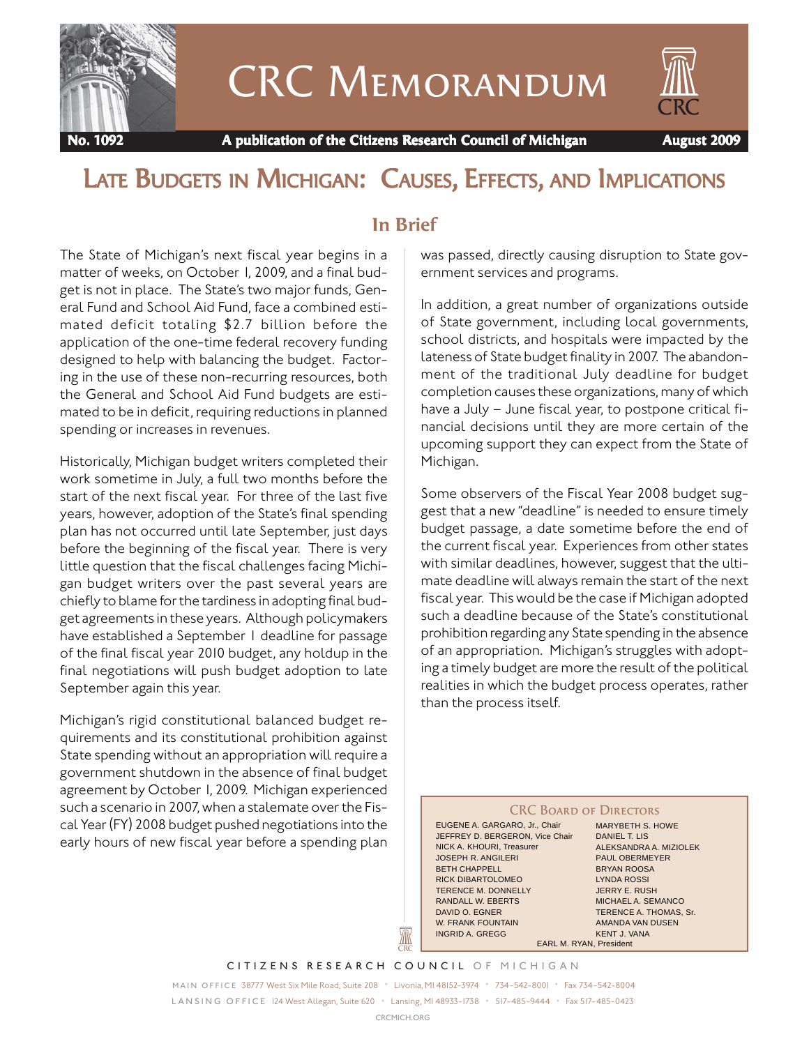# CRC Memorandum

**No. 1092** **A publication of the Citizens Research Council of Michigan** **August 2009**

# Late Budgets in Michigan: Causes, Effects, and Implications

## In Brief

The State of Michigan's next fiscal year begins in a matter of weeks, on October 1, 2009, and a final budget is not in place. The State's two major funds, General Fund and School Aid Fund, face a combined estimated deficit totaling $2.7 billion before the application of the one-time federal recovery funding designed to help with balancing the budget. Factoring in the use of these non-recurring resources, both the General and School Aid Fund budgets are estimated to be in deficit, requiring reductions in planned spending or increases in revenues.

Historically, Michigan budget writers completed their work sometime in July, a full two months before the start of the next fiscal year. For three of the last five years, however, adoption of the State's final spending plan has not occurred until late September, just days before the beginning of the fiscal year. There is very little question that the fiscal challenges facing Michigan budget writers over the past several years are chiefly to blame for the tardiness in adopting final budget agreements in these years. Although policymakers have established a September 1 deadline for passage of the final fiscal year 2010 budget, any holdup in the final negotiations will push budget adoption to late September again this year.

Michigan's rigid constitutional balanced budget requirements and its constitutional prohibition against State spending without an appropriation will require a government shutdown in the absence of final budget agreement by October 1, 2009. Michigan experienced such a scenario in 2007, when a stalemate over the Fiscal Year (FY) 2008 budget pushed negotiations into the early hours of new fiscal year before a spending plan was passed, directly causing disruption to State government services and programs.

In addition, a great number of organizations outside of State government, including local governments, school districts, and hospitals were impacted by the lateness of State budget finality in 2007. The abandonment of the traditional July deadline for budget completion causes these organizations, many of which have a July – June fiscal year, to postpone critical financial decisions until they are more certain of the upcoming support they can expect from the State of Michigan.

Some observers of the Fiscal Year 2008 budget suggest that a new "deadline" is needed to ensure timely budget passage, a date sometime before the end of the current fiscal year. Experiences from other states with similar deadlines, however, suggest that the ultimate deadline will always remain the start of the next fiscal year. This would be the case if Michigan adopted such a deadline because of the State's constitutional prohibition regarding any State spending in the absence of an appropriation. Michigan's struggles with adopting a timely budget are more the result of the political realities in which the budget process operates, rather than the process itself.

### CRC Board of Directors

| | |
|---|---|
| EUGENE A. GARGARO, Jr., Chair | MARYBETH S. HOWE |
| JEFFREY D. BERGERON, Vice Chair | DANIEL T. LIS |
| NICK A. KHOURI, Treasurer | ALEKSANDRA A. MIZIOLEK |
| JOSEPH R. ANGILERI | PAUL OBERMEYER |
| BETH CHAPPELL | BRYAN ROOSA |
| RICK DIBARTOLOMEO | LYNDA ROSSI |
| TERENCE M. DONNELLY | JERRY E. RUSH |
| RANDALL W. EBERTS | MICHAEL A. SEMANCO |
| DAVID O. EGNER | TERENCE A. THOMAS, Sr. |
| W. FRANK FOUNTAIN | AMANDA VAN DUSEN |
| INGRID A. GREGG | KENT J. VANA |

EARL M. RYAN, President

CITIZENS RESEARCH COUNCIL OF MICHIGAN

MAIN OFFICE 38777 West Six Mile Road, Suite 208 • Livonia, MI 48152-3974 • 734-542-8001 • Fax 734-542-8004

LANSING OFFICE 124 West Allegan, Suite 620 • Lansing, MI 48933-1738 • 517-485-9444 • Fax 517-485-0423

CRCMICH.ORG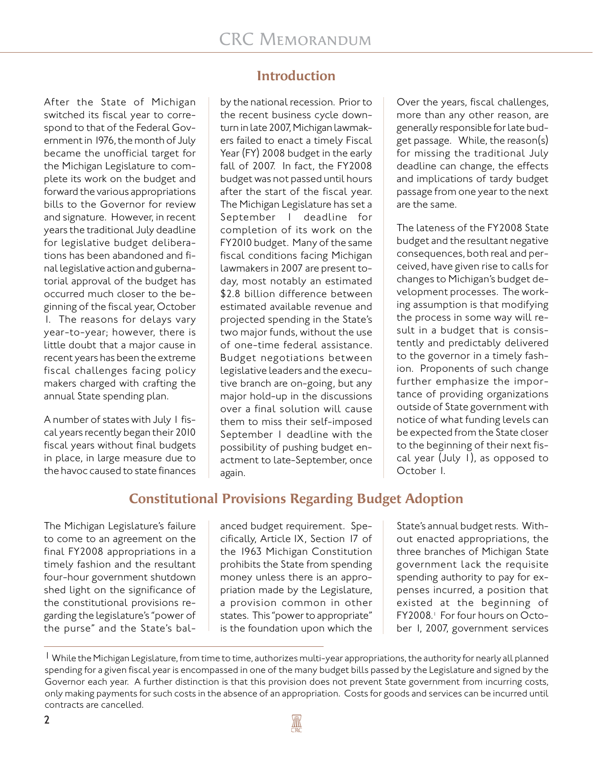## Introduction

After the State of Michigan switched its fiscal year to correspond to that of the Federal Government in 1976, the month of July became the unofficial target for the Michigan Legislature to complete its work on the budget and forward the various appropriations bills to the Governor for review and signature. However, in recent years the traditional July deadline for legislative budget deliberations has been abandoned and final legislative action and gubernatorial approval of the budget has occurred much closer to the beginning of the fiscal year, October 1. The reasons for delays vary year-to-year; however, there is little doubt that a major cause in recent years has been the extreme fiscal challenges facing policy makers charged with crafting the annual State spending plan.

A number of states with July 1 fiscal years recently began their 2010 fiscal years without final budgets in place, in large measure due to the havoc caused to state finances by the national recession. Prior to the recent business cycle downturn in late 2007, Michigan lawmakers failed to enact a timely Fiscal Year (FY) 2008 budget in the early fall of 2007. In fact, the FY2008 budget was not passed until hours after the start of the fiscal year. The Michigan Legislature has set a September 1 deadline for completion of its work on the FY2010 budget. Many of the same fiscal conditions facing Michigan lawmakers in 2007 are present today, most notably an estimated $2.8 billion difference between estimated available revenue and projected spending in the State's two major funds, without the use of one-time federal assistance. Budget negotiations between legislative leaders and the executive branch are on-going, but any major hold-up in the discussions over a final solution will cause them to miss their self-imposed September 1 deadline with the possibility of pushing budget enactment to late-September, once again.

Over the years, fiscal challenges, more than any other reason, are generally responsible for late budget passage. While, the reason(s) for missing the traditional July deadline can change, the effects and implications of tardy budget passage from one year to the next are the same.

The lateness of the FY2008 State budget and the resultant negative consequences, both real and perceived, have given rise to calls for changes to Michigan's budget development processes. The working assumption is that modifying the process in some way will result in a budget that is consistently and predictably delivered to the governor in a timely fashion. Proponents of such change further emphasize the importance of providing organizations outside of State government with notice of what funding levels can be expected from the State closer to the beginning of their next fiscal year (July 1), as opposed to October 1.

## Constitutional Provisions Regarding Budget Adoption

The Michigan Legislature's failure to come to an agreement on the final FY2008 appropriations in a timely fashion and the resultant four-hour government shutdown shed light on the significance of the constitutional provisions regarding the legislature's "power of the purse" and the State's balanced budget requirement. Specifically, Article IX, Section 17 of the 1963 Michigan Constitution prohibits the State from spending money unless there is an appropriation made by the Legislature, a provision common in other states. This "power to appropriate" is the foundation upon which the State's annual budget rests. Without enacted appropriations, the three branches of Michigan State government lack the requisite spending authority to pay for expenses incurred, a position that existed at the beginning of FY2008.[1] For four hours on October 1, 2007, government services

[1] While the Michigan Legislature, from time to time, authorizes multi-year appropriations, the authority for nearly all planned spending for a given fiscal year is encompassed in one of the many budget bills passed by the Legislature and signed by the Governor each year. A further distinction is that this provision does not prevent State government from incurring costs, only making payments for such costs in the absence of an appropriation. Costs for goods and services can be incurred until contracts are cancelled.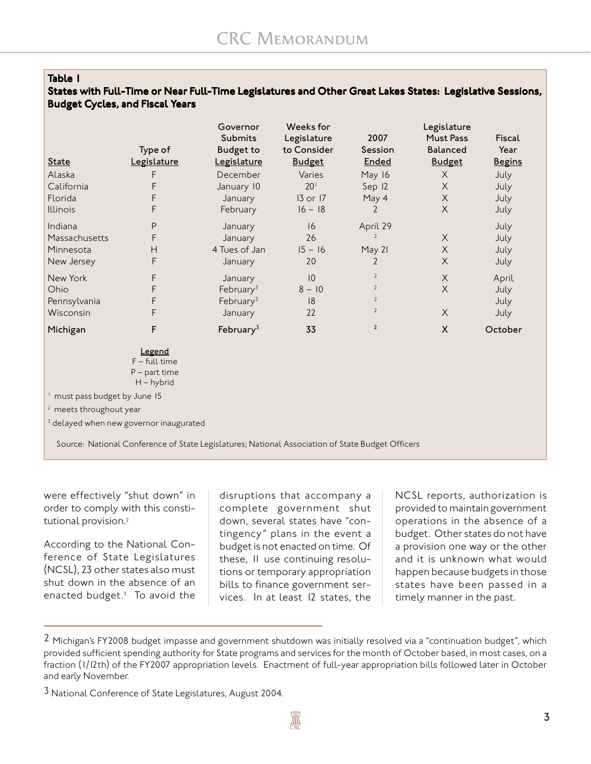**Table 1**
**States with Full-Time or Near Full-Time Legislatures and Other Great Lakes States: Legislative Sessions, Budget Cycles, and Fiscal Years**

| State | Type of Legislature | Governor Submits Budget to Legislature | Weeks for Legislature to Consider Budget | 2007 Session Ended | Legislature Must Pass Balanced Budget | Fiscal Year Begins |
|---|---|---|---|---|---|---|
| Alaska | F | December | Varies | May 16 | X | July |
| California | F | January 10 | 20[1] | Sep 12 | X | July |
| Florida | F | January | 13 or 17 | May 4 | X | July |
| Illinois | F | February | 16 – 18 | 2 | X | July |
| Indiana | P | January | 16 | April 29 | | July |
| Massachusetts | F | January | 26 | [2] | X | July |
| Minnesota | H | 4 Tues of Jan | 15 – 16 | May 21 | X | July |
| New Jersey | F | January | 20 | 2 | X | July |
| New York | F | January | 10 | [2] | X | April |
| Ohio | F | February[3] | 8 – 10 | [2] | X | July |
| Pennsylvania | F | February[3] | 18 | [2] | | July |
| Wisconsin | F | January | 22 | [2] | X | July |
| **Michigan** | **F** | **February[3]** | **33** | **[2]** | **X** | **October** |

**Legend**
F – full time
P – part time
H – hybrid

[1] must pass budget by June 15
[2] meets throughout year
[3] delayed when new governor inaugurated

Source: National Conference of State Legislatures; National Association of State Budget Officers

were effectively "shut down" in order to comply with this constitutional provision.[2]

According to the National Conference of State Legislatures (NCSL), 23 other states also must shut down in the absence of an enacted budget.[3] To avoid the disruptions that accompany a complete government shut down, several states have "contingency" plans in the event a budget is not enacted on time. Of these, 11 use continuing resolutions or temporary appropriation bills to finance government services. In at least 12 states, the NCSL reports, authorization is provided to maintain government operations in the absence of a budget. Other states do not have a provision one way or the other and it is unknown what would happen because budgets in those states have been passed in a timely manner in the past.

---

[2] Michigan's FY2008 budget impasse and government shutdown was initially resolved via a "continuation budget", which provided sufficient spending authority for State programs and services for the month of October based, in most cases, on a fraction (1/12th) of the FY2007 appropriation levels. Enactment of full-year appropriation bills followed later in October and early November.

[3] National Conference of State Legislatures, August 2004.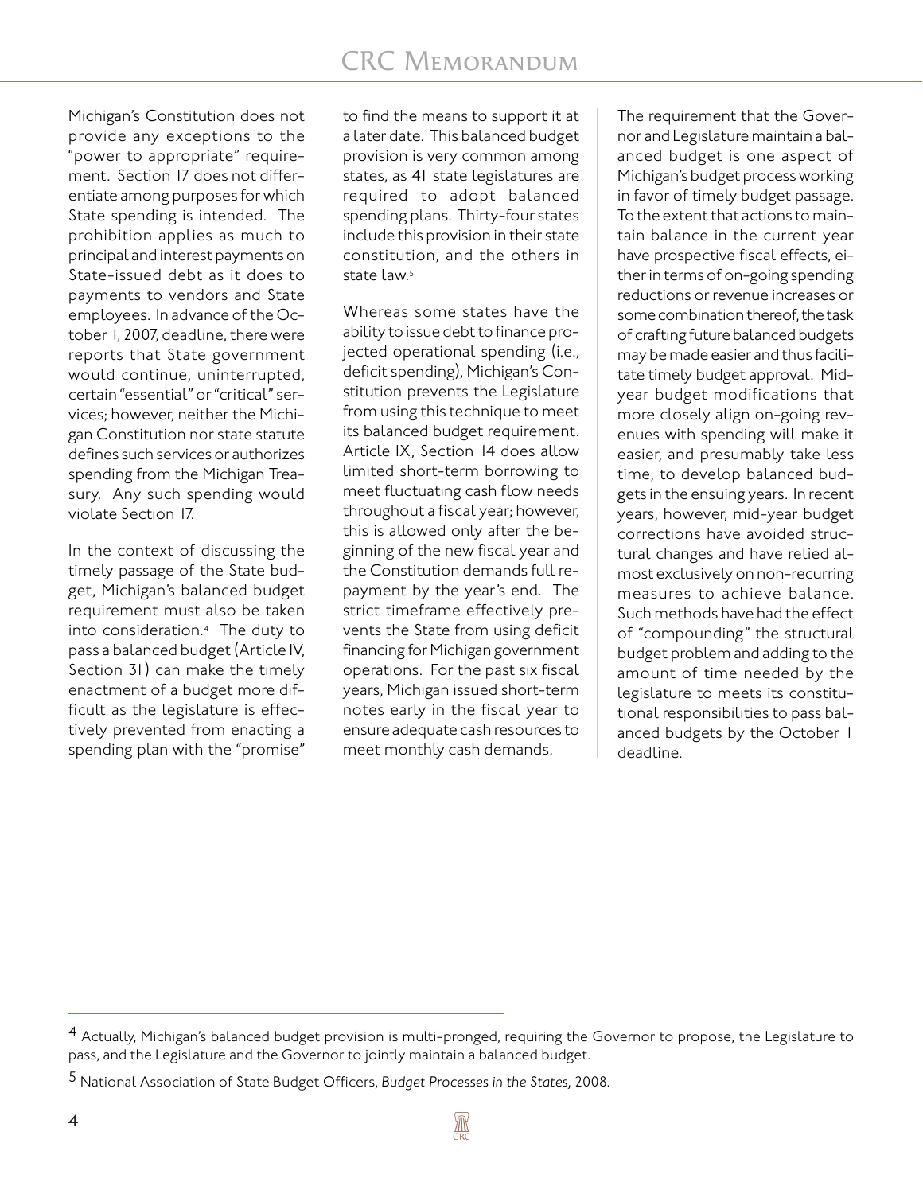Michigan's Constitution does not provide any exceptions to the "power to appropriate" requirement. Section 17 does not differentiate among purposes for which State spending is intended. The prohibition applies as much to principal and interest payments on State-issued debt as it does to payments to vendors and State employees. In advance of the October 1, 2007, deadline, there were reports that State government would continue, uninterrupted, certain "essential" or "critical" services; however, neither the Michigan Constitution nor state statute defines such services or authorizes spending from the Michigan Treasury. Any such spending would violate Section 17.

In the context of discussing the timely passage of the State budget, Michigan's balanced budget requirement must also be taken into consideration.[4] The duty to pass a balanced budget (Article IV, Section 31) can make the timely enactment of a budget more difficult as the legislature is effectively prevented from enacting a spending plan with the "promise" to find the means to support it at a later date. This balanced budget provision is very common among states, as 41 state legislatures are required to adopt balanced spending plans. Thirty-four states include this provision in their state constitution, and the others in state law.[5]

Whereas some states have the ability to issue debt to finance projected operational spending (i.e., deficit spending), Michigan's Constitution prevents the Legislature from using this technique to meet its balanced budget requirement. Article IX, Section 14 does allow limited short-term borrowing to meet fluctuating cash flow needs throughout a fiscal year; however, this is allowed only after the beginning of the new fiscal year and the Constitution demands full repayment by the year's end. The strict timeframe effectively prevents the State from using deficit financing for Michigan government operations. For the past six fiscal years, Michigan issued short-term notes early in the fiscal year to ensure adequate cash resources to meet monthly cash demands.

The requirement that the Governor and Legislature maintain a balanced budget is one aspect of Michigan's budget process working in favor of timely budget passage. To the extent that actions to maintain balance in the current year have prospective fiscal effects, either in terms of on-going spending reductions or revenue increases or some combination thereof, the task of crafting future balanced budgets may be made easier and thus facilitate timely budget approval. Mid-year budget modifications that more closely align on-going revenues with spending will make it easier, and presumably take less time, to develop balanced budgets in the ensuing years. In recent years, however, mid-year budget corrections have avoided structural changes and have relied almost exclusively on non-recurring measures to achieve balance. Such methods have had the effect of "compounding" the structural budget problem and adding to the amount of time needed by the legislature to meets its constitutional responsibilities to pass balanced budgets by the October 1 deadline.

---

[4] Actually, Michigan's balanced budget provision is multi-pronged, requiring the Governor to propose, the Legislature to pass, and the Legislature and the Governor to jointly maintain a balanced budget.

[5] National Association of State Budget Officers, *Budget Processes in the States*, 2008.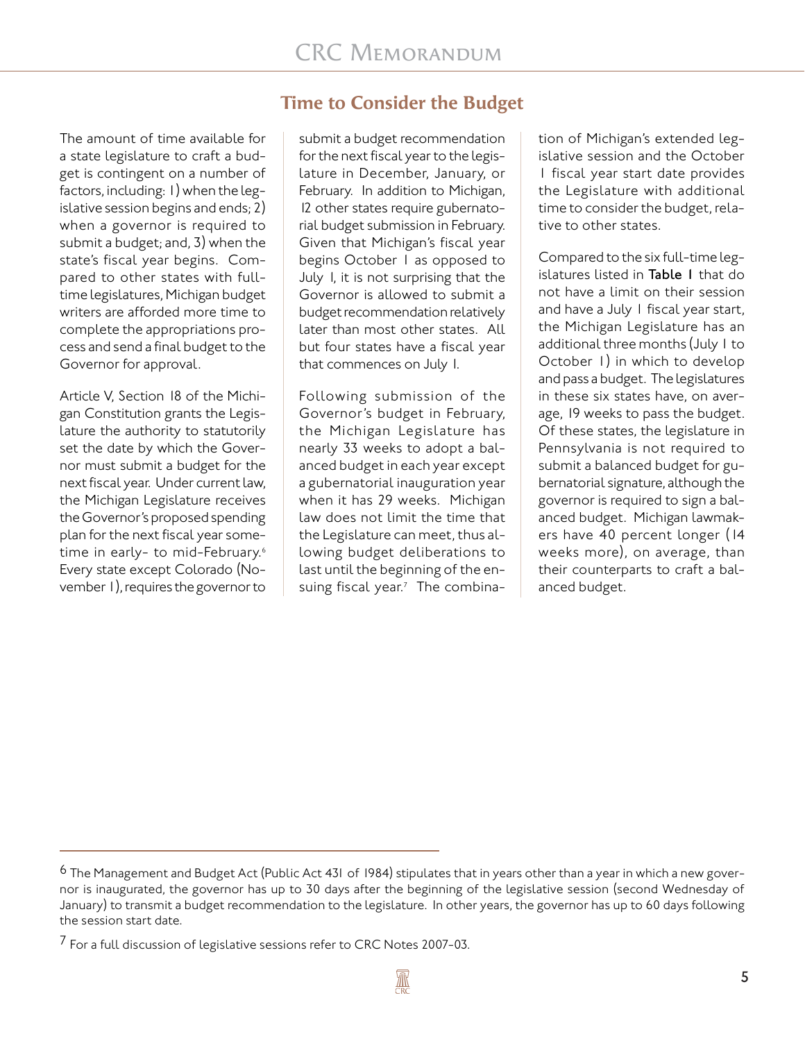## Time to Consider the Budget

The amount of time available for a state legislature to craft a budget is contingent on a number of factors, including: 1) when the legislative session begins and ends; 2) when a governor is required to submit a budget; and, 3) when the state's fiscal year begins. Compared to other states with full-time legislatures, Michigan budget writers are afforded more time to complete the appropriations process and send a final budget to the Governor for approval.

Article V, Section 18 of the Michigan Constitution grants the Legislature the authority to statutorily set the date by which the Governor must submit a budget for the next fiscal year. Under current law, the Michigan Legislature receives the Governor's proposed spending plan for the next fiscal year sometime in early- to mid-February.[6] Every state except Colorado (November 1), requires the governor to submit a budget recommendation for the next fiscal year to the legislature in December, January, or February. In addition to Michigan, 12 other states require gubernatorial budget submission in February. Given that Michigan's fiscal year begins October 1 as opposed to July 1, it is not surprising that the Governor is allowed to submit a budget recommendation relatively later than most other states. All but four states have a fiscal year that commences on July 1.

Following submission of the Governor's budget in February, the Michigan Legislature has nearly 33 weeks to adopt a balanced budget in each year except a gubernatorial inauguration year when it has 29 weeks. Michigan law does not limit the time that the Legislature can meet, thus allowing budget deliberations to last until the beginning of the ensuing fiscal year.[7] The combination of Michigan's extended legislative session and the October 1 fiscal year start date provides the Legislature with additional time to consider the budget, relative to other states.

Compared to the six full-time legislatures listed in **Table 1** that do not have a limit on their session and have a July 1 fiscal year start, the Michigan Legislature has an additional three months (July 1 to October 1) in which to develop and pass a budget. The legislatures in these six states have, on average, 19 weeks to pass the budget. Of these states, the legislature in Pennsylvania is not required to submit a balanced budget for gubernatorial signature, although the governor is required to sign a balanced budget. Michigan lawmakers have 40 percent longer (14 weeks more), on average, than their counterparts to craft a balanced budget.

---

[6] The Management and Budget Act (Public Act 431 of 1984) stipulates that in years other than a year in which a new governor is inaugurated, the governor has up to 30 days after the beginning of the legislative session (second Wednesday of January) to transmit a budget recommendation to the legislature. In other years, the governor has up to 60 days following the session start date.

[7] For a full discussion of legislative sessions refer to CRC Notes 2007-03.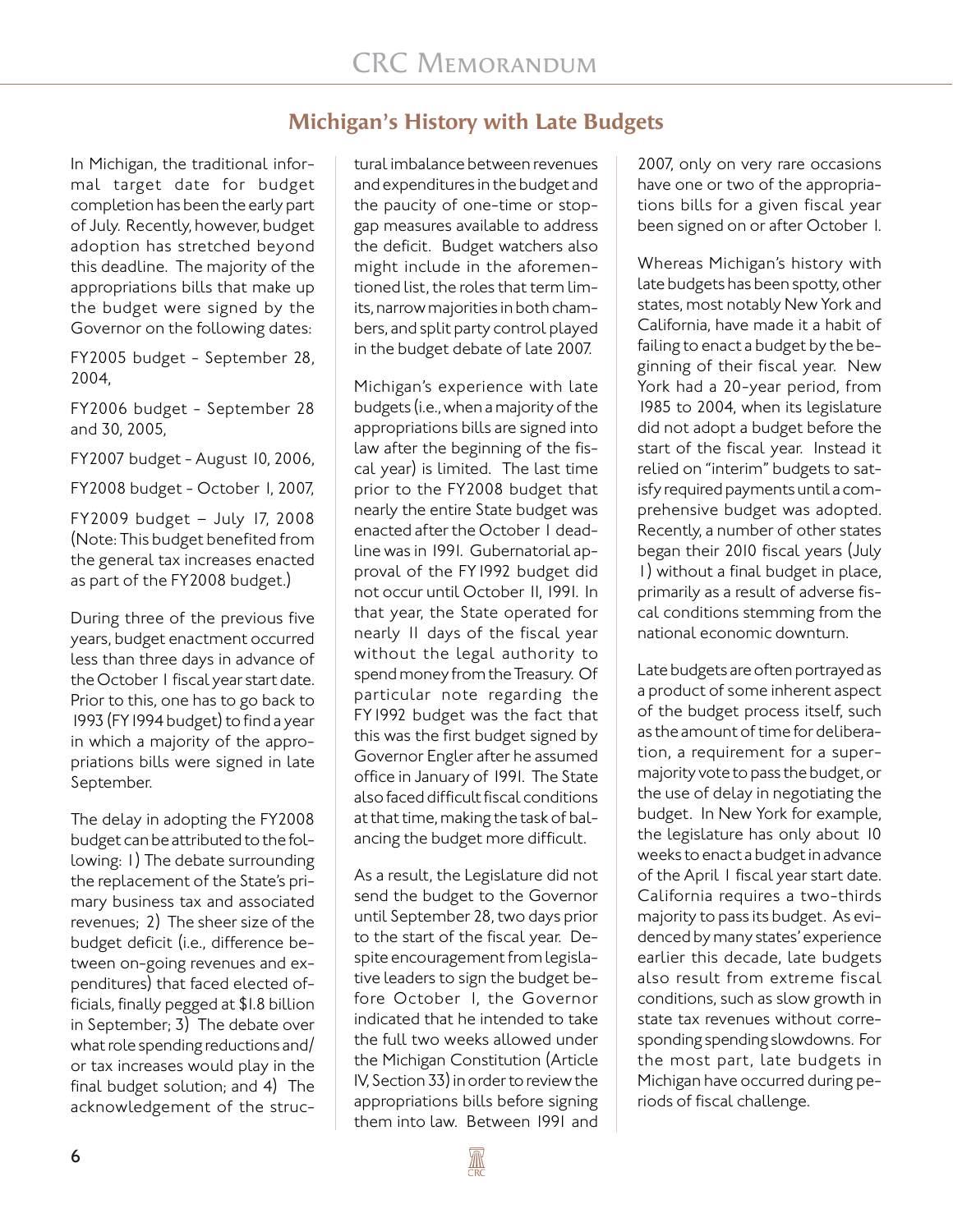## Michigan's History with Late Budgets

In Michigan, the traditional informal target date for budget completion has been the early part of July. Recently, however, budget adoption has stretched beyond this deadline. The majority of the appropriations bills that make up the budget were signed by the Governor on the following dates:

FY2005 budget - September 28, 2004,

FY2006 budget - September 28 and 30, 2005,

FY2007 budget - August 10, 2006,

FY2008 budget - October 1, 2007,

FY2009 budget – July 17, 2008 (Note: This budget benefited from the general tax increases enacted as part of the FY2008 budget.)

During three of the previous five years, budget enactment occurred less than three days in advance of the October 1 fiscal year start date. Prior to this, one has to go back to 1993 (FY1994 budget) to find a year in which a majority of the appropriations bills were signed in late September.

The delay in adopting the FY2008 budget can be attributed to the following: 1) The debate surrounding the replacement of the State's primary business tax and associated revenues; 2) The sheer size of the budget deficit (i.e., difference between on-going revenues and expenditures) that faced elected officials, finally pegged at $1.8 billion in September; 3) The debate over what role spending reductions and/or tax increases would play in the final budget solution; and 4) The acknowledgement of the structural imbalance between revenues and expenditures in the budget and the paucity of one-time or stop-gap measures available to address the deficit. Budget watchers also might include in the aforementioned list, the roles that term limits, narrow majorities in both chambers, and split party control played in the budget debate of late 2007.

Michigan's experience with late budgets (i.e., when a majority of the appropriations bills are signed into law after the beginning of the fiscal year) is limited. The last time prior to the FY2008 budget that nearly the entire State budget was enacted after the October 1 deadline was in 1991. Gubernatorial approval of the FY1992 budget did not occur until October 11, 1991. In that year, the State operated for nearly 11 days of the fiscal year without the legal authority to spend money from the Treasury. Of particular note regarding the FY1992 budget was the fact that this was the first budget signed by Governor Engler after he assumed office in January of 1991. The State also faced difficult fiscal conditions at that time, making the task of balancing the budget more difficult.

As a result, the Legislature did not send the budget to the Governor until September 28, two days prior to the start of the fiscal year. Despite encouragement from legislative leaders to sign the budget before October 1, the Governor indicated that he intended to take the full two weeks allowed under the Michigan Constitution (Article IV, Section 33) in order to review the appropriations bills before signing them into law. Between 1991 and 2007, only on very rare occasions have one or two of the appropriations bills for a given fiscal year been signed on or after October 1.

Whereas Michigan's history with late budgets has been spotty, other states, most notably New York and California, have made it a habit of failing to enact a budget by the beginning of their fiscal year. New York had a 20-year period, from 1985 to 2004, when its legislature did not adopt a budget before the start of the fiscal year. Instead it relied on "interim" budgets to satisfy required payments until a comprehensive budget was adopted. Recently, a number of other states began their 2010 fiscal years (July 1) without a final budget in place, primarily as a result of adverse fiscal conditions stemming from the national economic downturn.

Late budgets are often portrayed as a product of some inherent aspect of the budget process itself, such as the amount of time for deliberation, a requirement for a supermajority vote to pass the budget, or the use of delay in negotiating the budget. In New York for example, the legislature has only about 10 weeks to enact a budget in advance of the April 1 fiscal year start date. California requires a two-thirds majority to pass its budget. As evidenced by many states' experience earlier this decade, late budgets also result from extreme fiscal conditions, such as slow growth in state tax revenues without corresponding spending slowdowns. For the most part, late budgets in Michigan have occurred during periods of fiscal challenge.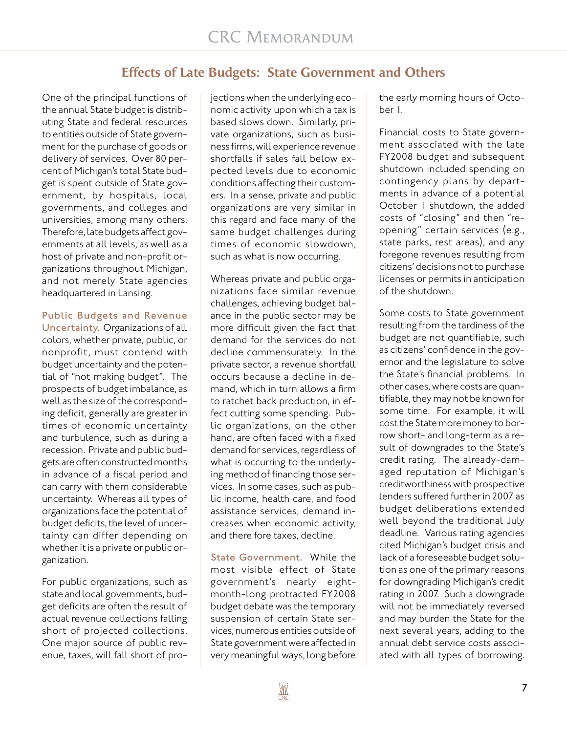## Effects of Late Budgets: State Government and Others

One of the principal functions of the annual State budget is distributing State and federal resources to entities outside of State government for the purchase of goods or delivery of services. Over 80 percent of Michigan's total State budget is spent outside of State government, by hospitals, local governments, and colleges and universities, among many others. Therefore, late budgets affect governments at all levels, as well as a host of private and non-profit organizations throughout Michigan, and not merely State agencies headquartered in Lansing.

**Public Budgets and Revenue Uncertainty.** Organizations of all colors, whether private, public, or nonprofit, must contend with budget uncertainty and the potential of "not making budget". The prospects of budget imbalance, as well as the size of the corresponding deficit, generally are greater in times of economic uncertainty and turbulence, such as during a recession. Private and public budgets are often constructed months in advance of a fiscal period and can carry with them considerable uncertainty. Whereas all types of organizations face the potential of budget deficits, the level of uncertainty can differ depending on whether it is a private or public organization.

For public organizations, such as state and local governments, budget deficits are often the result of actual revenue collections falling short of projected collections. One major source of public revenue, taxes, will fall short of projections when the underlying economic activity upon which a tax is based slows down. Similarly, private organizations, such as business firms, will experience revenue shortfalls if sales fall below expected levels due to economic conditions affecting their customers. In a sense, private and public organizations are very similar in this regard and face many of the same budget challenges during times of economic slowdown, such as what is now occurring.

Whereas private and public organizations face similar revenue challenges, achieving budget balance in the public sector may be more difficult given the fact that demand for the services do not decline commensurately. In the private sector, a revenue shortfall occurs because a decline in demand, which in turn allows a firm to ratchet back production, in effect cutting some spending. Public organizations, on the other hand, are often faced with a fixed demand for services, regardless of what is occurring to the underlying method of financing those services. In some cases, such as public income, health care, and food assistance services, demand increases when economic activity, and there fore taxes, decline.

**State Government.** While the most visible effect of State government's nearly eight-month-long protracted FY2008 budget debate was the temporary suspension of certain State services, numerous entities outside of State government were affected in very meaningful ways, long before the early morning hours of October 1.

Financial costs to State government associated with the late FY2008 budget and subsequent shutdown included spending on contingency plans by departments in advance of a potential October 1 shutdown, the added costs of "closing" and then "reopening" certain services (e.g., state parks, rest areas), and any foregone revenues resulting from citizens' decisions not to purchase licenses or permits in anticipation of the shutdown.

Some costs to State government resulting from the tardiness of the budget are not quantifiable, such as citizens' confidence in the governor and the legislature to solve the State's financial problems. In other cases, where costs are quantifiable, they may not be known for some time. For example, it will cost the State more money to borrow short- and long-term as a result of downgrades to the State's credit rating. The already-damaged reputation of Michigan's creditworthiness with prospective lenders suffered further in 2007 as budget deliberations extended well beyond the traditional July deadline. Various rating agencies cited Michigan's budget crisis and lack of a foreseeable budget solution as one of the primary reasons for downgrading Michigan's credit rating in 2007. Such a downgrade will not be immediately reversed and may burden the State for the next several years, adding to the annual debt service costs associated with all types of borrowing.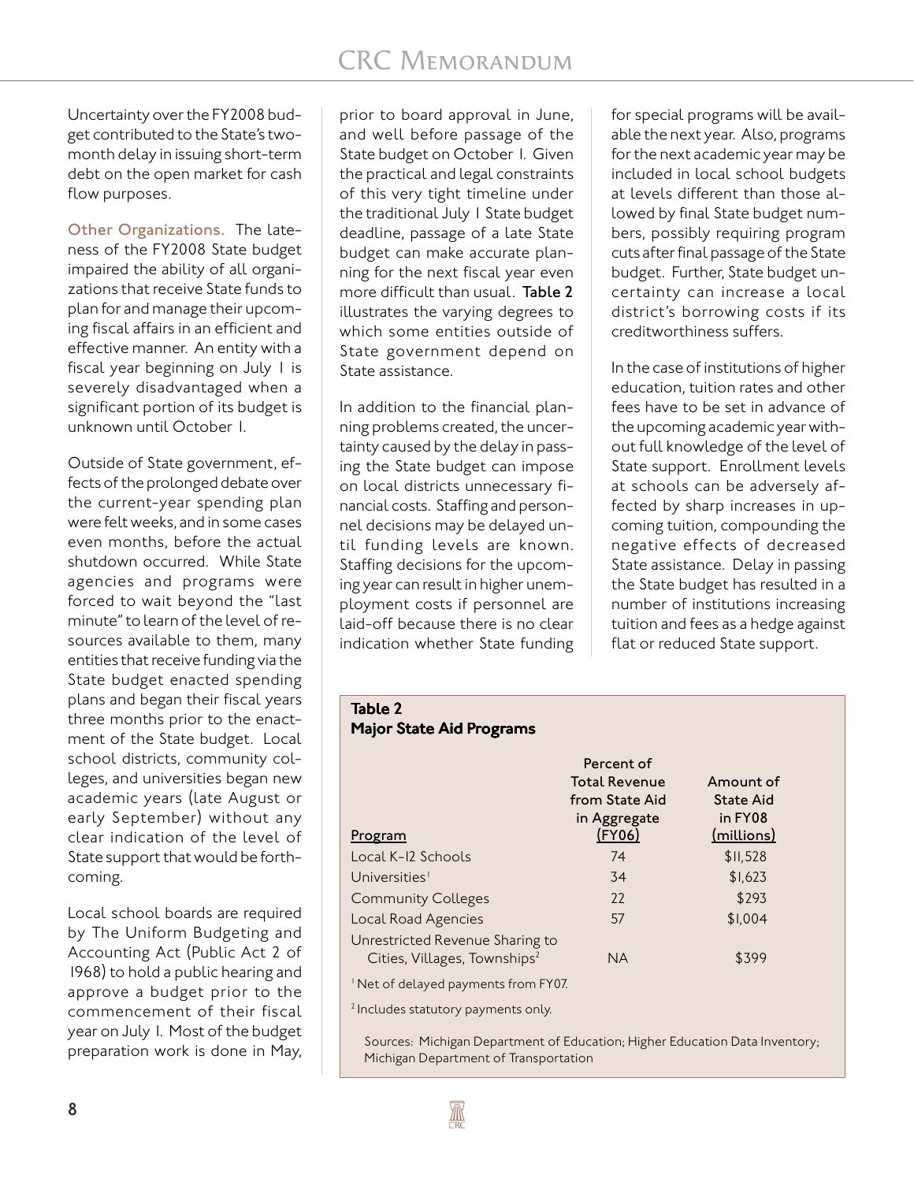Uncertainty over the FY2008 budget contributed to the State's two-month delay in issuing short-term debt on the open market for cash flow purposes.

**Other Organizations.** The lateness of the FY2008 State budget impaired the ability of all organizations that receive State funds to plan for and manage their upcoming fiscal affairs in an efficient and effective manner. An entity with a fiscal year beginning on July 1 is severely disadvantaged when a significant portion of its budget is unknown until October 1.

Outside of State government, effects of the prolonged debate over the current-year spending plan were felt weeks, and in some cases even months, before the actual shutdown occurred. While State agencies and programs were forced to wait beyond the "last minute" to learn of the level of resources available to them, many entities that receive funding via the State budget enacted spending plans and began their fiscal years three months prior to the enactment of the State budget. Local school districts, community colleges, and universities began new academic years (late August or early September) without any clear indication of the level of State support that would be forthcoming.

Local school boards are required by The Uniform Budgeting and Accounting Act (Public Act 2 of 1968) to hold a public hearing and approve a budget prior to the commencement of their fiscal year on July 1. Most of the budget preparation work is done in May, prior to board approval in June, and well before passage of the State budget on October 1. Given the practical and legal constraints of this very tight timeline under the traditional July 1 State budget deadline, passage of a late State budget can make accurate planning for the next fiscal year even more difficult than usual. **Table 2** illustrates the varying degrees to which some entities outside of State government depend on State assistance.

In addition to the financial planning problems created, the uncertainty caused by the delay in passing the State budget can impose on local districts unnecessary financial costs. Staffing and personnel decisions may be delayed until funding levels are known. Staffing decisions for the upcoming year can result in higher unemployment costs if personnel are laid-off because there is no clear indication whether State funding for special programs will be available the next year. Also, programs for the next academic year may be included in local school budgets at levels different than those allowed by final State budget numbers, possibly requiring program cuts after final passage of the State budget. Further, State budget uncertainty can increase a local district's borrowing costs if its creditworthiness suffers.

In the case of institutions of higher education, tuition rates and other fees have to be set in advance of the upcoming academic year without full knowledge of the level of State support. Enrollment levels at schools can be adversely affected by sharp increases in upcoming tuition, compounding the negative effects of decreased State assistance. Delay in passing the State budget has resulted in a number of institutions increasing tuition and fees as a hedge against flat or reduced State support.

**Table 2**
**Major State Aid Programs**

| Program | Percent of Total Revenue from State Aid in Aggregate (FY06) | Amount of State Aid in FY08 (millions) |
|---|---|---|
| Local K-12 Schools | 74 | $11,528 |
| Universities[1] | 34 | $1,623 |
| Community Colleges | 22 | $293 |
| Local Road Agencies | 57 | $1,004 |
| Unrestricted Revenue Sharing to Cities, Villages, Townships[2] | NA | $399 |

[1] Net of delayed payments from FY07.

[2] Includes statutory payments only.

Sources: Michigan Department of Education; Higher Education Data Inventory; Michigan Department of Transportation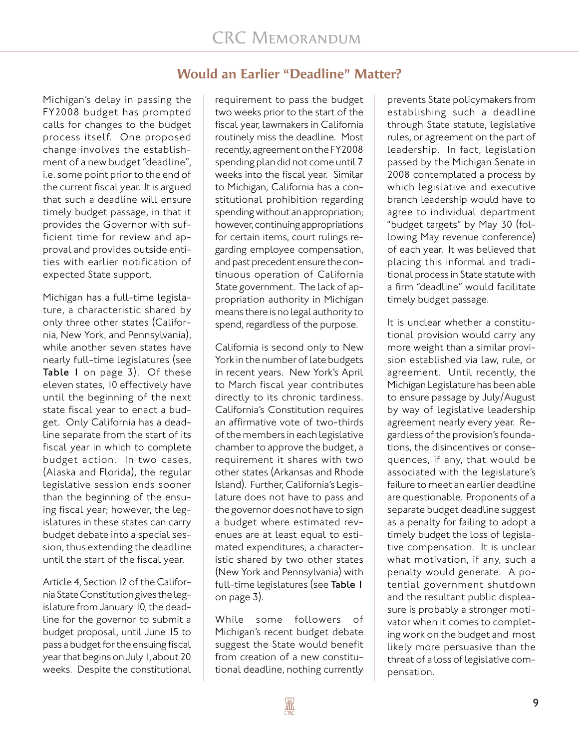## Would an Earlier "Deadline" Matter?

Michigan's delay in passing the FY2008 budget has prompted calls for changes to the budget process itself. One proposed change involves the establishment of a new budget "deadline", i.e. some point prior to the end of the current fiscal year. It is argued that such a deadline will ensure timely budget passage, in that it provides the Governor with sufficient time for review and approval and provides outside entities with earlier notification of expected State support.

Michigan has a full-time legislature, a characteristic shared by only three other states (California, New York, and Pennsylvania), while another seven states have nearly full-time legislatures (see **Table 1** on page 3). Of these eleven states, 10 effectively have until the beginning of the next state fiscal year to enact a budget. Only California has a deadline separate from the start of its fiscal year in which to complete budget action. In two cases, (Alaska and Florida), the regular legislative session ends sooner than the beginning of the ensuing fiscal year; however, the legislatures in these states can carry budget debate into a special session, thus extending the deadline until the start of the fiscal year.

Article 4, Section 12 of the California State Constitution gives the legislature from January 10, the deadline for the governor to submit a budget proposal, until June 15 to pass a budget for the ensuing fiscal year that begins on July 1, about 20 weeks. Despite the constitutional requirement to pass the budget two weeks prior to the start of the fiscal year, lawmakers in California routinely miss the deadline. Most recently, agreement on the FY2008 spending plan did not come until 7 weeks into the fiscal year. Similar to Michigan, California has a constitutional prohibition regarding spending without an appropriation; however, continuing appropriations for certain items, court rulings regarding employee compensation, and past precedent ensure the continuous operation of California State government. The lack of appropriation authority in Michigan means there is no legal authority to spend, regardless of the purpose.

California is second only to New York in the number of late budgets in recent years. New York's April to March fiscal year contributes directly to its chronic tardiness. California's Constitution requires an affirmative vote of two-thirds of the members in each legislative chamber to approve the budget, a requirement it shares with two other states (Arkansas and Rhode Island). Further, California's Legislature does not have to pass and the governor does not have to sign a budget where estimated revenues are at least equal to estimated expenditures, a characteristic shared by two other states (New York and Pennsylvania) with full-time legislatures (see **Table 1** on page 3).

While some followers of Michigan's recent budget debate suggest the State would benefit from creation of a new constitutional deadline, nothing currently prevents State policymakers from establishing such a deadline through State statute, legislative rules, or agreement on the part of leadership. In fact, legislation passed by the Michigan Senate in 2008 contemplated a process by which legislative and executive branch leadership would have to agree to individual department "budget targets" by May 30 (following May revenue conference) of each year. It was believed that placing this informal and traditional process in State statute with a firm "deadline" would facilitate timely budget passage.

It is unclear whether a constitutional provision would carry any more weight than a similar provision established via law, rule, or agreement. Until recently, the Michigan Legislature has been able to ensure passage by July/August by way of legislative leadership agreement nearly every year. Regardless of the provision's foundations, the disincentives or consequences, if any, that would be associated with the legislature's failure to meet an earlier deadline are questionable. Proponents of a separate budget deadline suggest as a penalty for failing to adopt a timely budget the loss of legislative compensation. It is unclear what motivation, if any, such a penalty would generate. A potential government shutdown and the resultant public displeasure is probably a stronger motivator when it comes to completing work on the budget and most likely more persuasive than the threat of a loss of legislative compensation.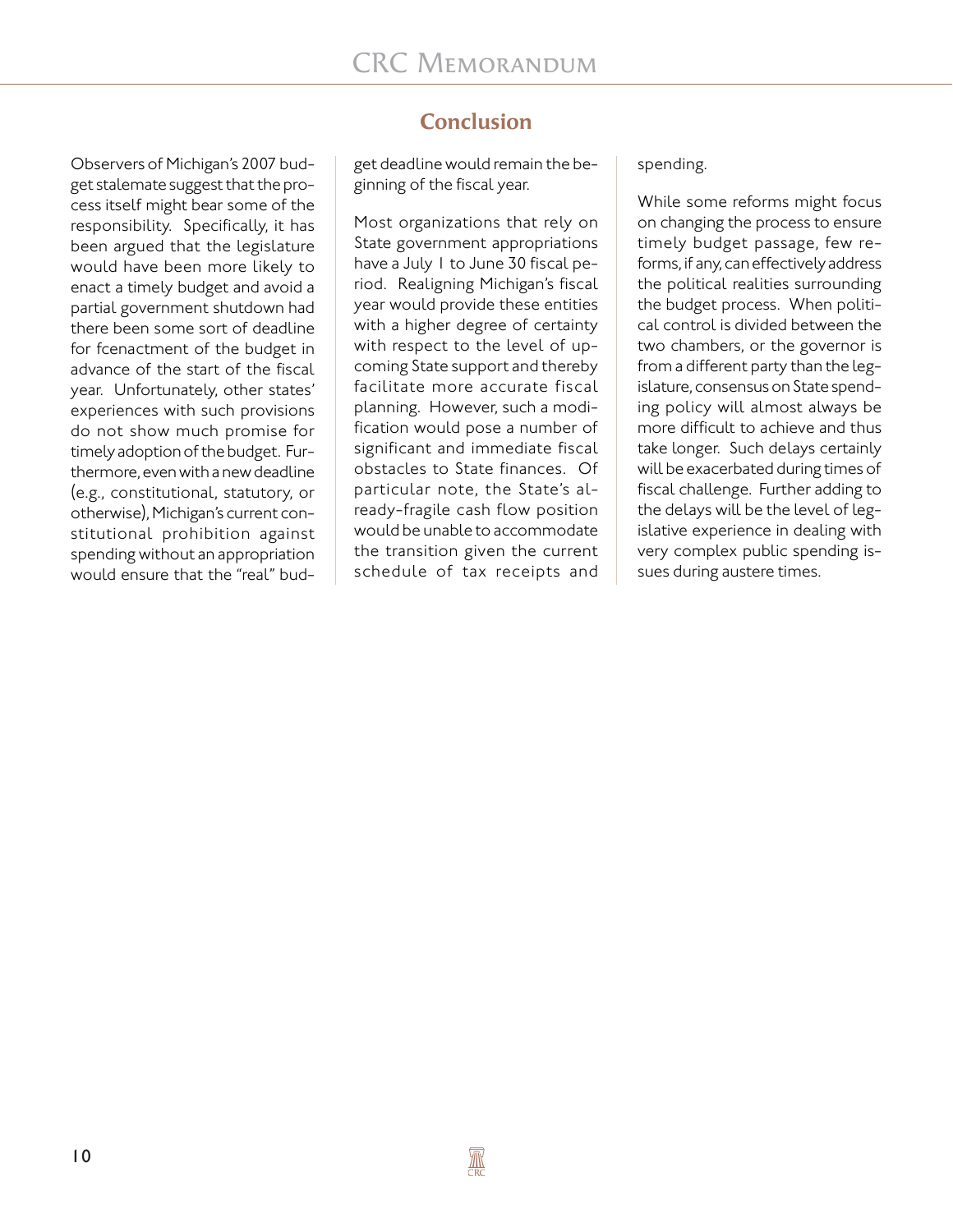## Conclusion

Observers of Michigan's 2007 budget stalemate suggest that the process itself might bear some of the responsibility. Specifically, it has been argued that the legislature would have been more likely to enact a timely budget and avoid a partial government shutdown had there been some sort of deadline for fcenactment of the budget in advance of the start of the fiscal year. Unfortunately, other states' experiences with such provisions do not show much promise for timely adoption of the budget. Furthermore, even with a new deadline (e.g., constitutional, statutory, or otherwise), Michigan's current constitutional prohibition against spending without an appropriation would ensure that the "real" budget deadline would remain the beginning of the fiscal year.

Most organizations that rely on State government appropriations have a July 1 to June 30 fiscal period. Realigning Michigan's fiscal year would provide these entities with a higher degree of certainty with respect to the level of upcoming State support and thereby facilitate more accurate fiscal planning. However, such a modification would pose a number of significant and immediate fiscal obstacles to State finances. Of particular note, the State's already-fragile cash flow position would be unable to accommodate the transition given the current schedule of tax receipts and spending.

While some reforms might focus on changing the process to ensure timely budget passage, few reforms, if any, can effectively address the political realities surrounding the budget process. When political control is divided between the two chambers, or the governor is from a different party than the legislature, consensus on State spending policy will almost always be more difficult to achieve and thus take longer. Such delays certainly will be exacerbated during times of fiscal challenge. Further adding to the delays will be the level of legislative experience in dealing with very complex public spending issues during austere times.